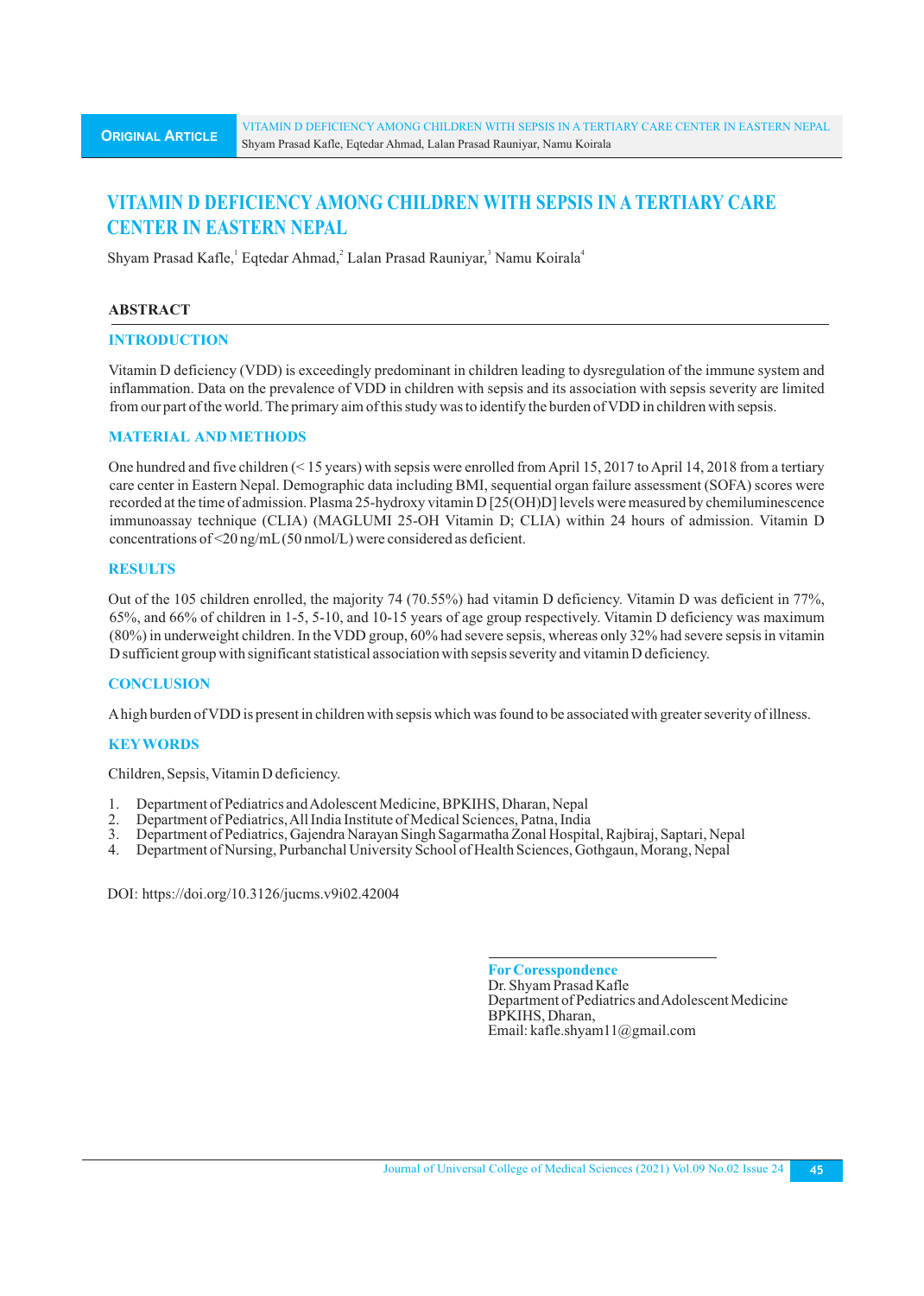ORIGINAL ARTICLE

# VITAMIN D DEFICIENCY AMONG CHILDREN WITH SEPSIS IN A TERTIARY CARE CENTER IN EASTERN NEPAL

Shyam Prasad Kafle,[1] Eqtedar Ahmad,[2] Lalan Prasad Rauniyar,[3] Namu Koirala[4]

## ABSTRACT

### INTRODUCTION

Vitamin D deficiency (VDD) is exceedingly predominant in children leading to dysregulation of the immune system and inflammation. Data on the prevalence of VDD in children with sepsis and its association with sepsis severity are limited from our part of the world. The primary aim of this study was to identify the burden of VDD in children with sepsis.

### MATERIAL AND METHODS

One hundred and five children (< 15 years) with sepsis were enrolled from April 15, 2017 to April 14, 2018 from a tertiary care center in Eastern Nepal. Demographic data including BMI, sequential organ failure assessment (SOFA) scores were recorded at the time of admission. Plasma 25-hydroxy vitamin D [25(OH)D] levels were measured by chemiluminescence immunoassay technique (CLIA) (MAGLUMI 25-OH Vitamin D; CLIA) within 24 hours of admission. Vitamin D concentrations of <20 ng/mL (50 nmol/L) were considered as deficient.

### RESULTS

Out of the 105 children enrolled, the majority 74 (70.55%) had vitamin D deficiency. Vitamin D was deficient in 77%, 65%, and 66% of children in 1-5, 5-10, and 10-15 years of age group respectively. Vitamin D deficiency was maximum (80%) in underweight children. In the VDD group, 60% had severe sepsis, whereas only 32% had severe sepsis in vitamin D sufficient group with significant statistical association with sepsis severity and vitamin D deficiency.

### CONCLUSION

A high burden of VDD is present in children with sepsis which was found to be associated with greater severity of illness.

### KEY WORDS

Children, Sepsis, Vitamin D deficiency.

1. Department of Pediatrics and Adolescent Medicine, BPKIHS, Dharan, Nepal
2. Department of Pediatrics, All India Institute of Medical Sciences, Patna, India
3. Department of Pediatrics, Gajendra Narayan Singh Sagarmatha Zonal Hospital, Rajbiraj, Saptari, Nepal
4. Department of Nursing, Purbanchal University School of Health Sciences, Gothgaun, Morang, Nepal

DOI: https://doi.org/10.3126/jucms.v9i02.42004

**For Coresspondence**
Dr. Shyam Prasad Kafle
Department of Pediatrics and Adolescent Medicine
BPKIHS, Dharan,
Email: kafle.shyam11@gmail.com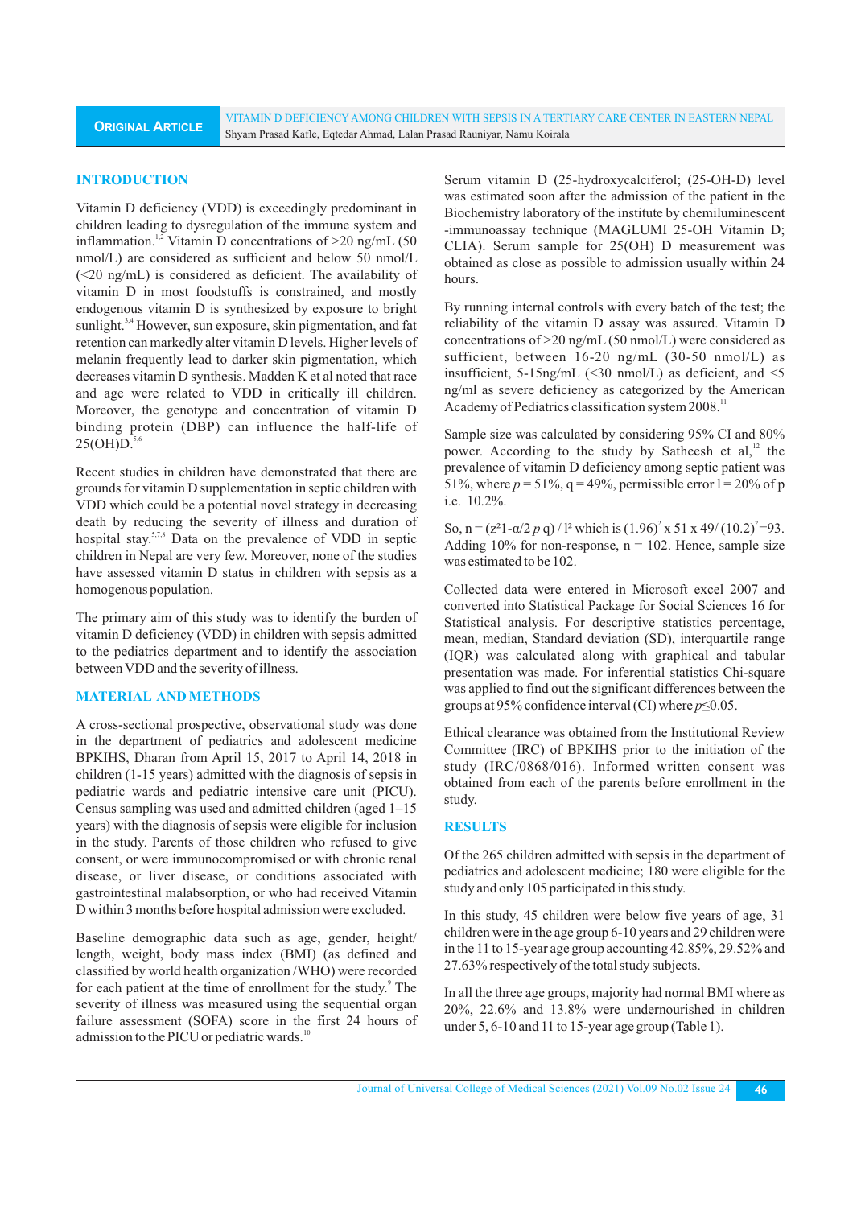## INTRODUCTION

Vitamin D deficiency (VDD) is exceedingly predominant in children leading to dysregulation of the immune system and inflammation.[1,2] Vitamin D concentrations of >20 ng/mL (50 nmol/L) are considered as sufficient and below 50 nmol/L (<20 ng/mL) is considered as deficient. The availability of vitamin D in most foodstuffs is constrained, and mostly endogenous vitamin D is synthesized by exposure to bright sunlight.[3,4] However, sun exposure, skin pigmentation, and fat retention can markedly alter vitamin D levels. Higher levels of melanin frequently lead to darker skin pigmentation, which decreases vitamin D synthesis. Madden K et al noted that race and age were related to VDD in critically ill children. Moreover, the genotype and concentration of vitamin D binding protein (DBP) can influence the half-life of 25(OH)D.[5,6]

Recent studies in children have demonstrated that there are grounds for vitamin D supplementation in septic children with VDD which could be a potential novel strategy in decreasing death by reducing the severity of illness and duration of hospital stay.[5,7,8] Data on the prevalence of VDD in septic children in Nepal are very few. Moreover, none of the studies have assessed vitamin D status in children with sepsis as a homogenous population.

The primary aim of this study was to identify the burden of vitamin D deficiency (VDD) in children with sepsis admitted to the pediatrics department and to identify the association between VDD and the severity of illness.

## MATERIAL AND METHODS

A cross-sectional prospective, observational study was done in the department of pediatrics and adolescent medicine BPKIHS, Dharan from April 15, 2017 to April 14, 2018 in children (1-15 years) admitted with the diagnosis of sepsis in pediatric wards and pediatric intensive care unit (PICU). Census sampling was used and admitted children (aged 1–15 years) with the diagnosis of sepsis were eligible for inclusion in the study. Parents of those children who refused to give consent, or were immunocompromised or with chronic renal disease, or liver disease, or conditions associated with gastrointestinal malabsorption, or who had received Vitamin D within 3 months before hospital admission were excluded.

Baseline demographic data such as age, gender, height/length, weight, body mass index (BMI) (as defined and classified by world health organization /WHO) were recorded for each patient at the time of enrollment for the study.[9] The severity of illness was measured using the sequential organ failure assessment (SOFA) score in the first 24 hours of admission to the PICU or pediatric wards.[10]

Serum vitamin D (25-hydroxycalciferol; (25-OH-D) level was estimated soon after the admission of the patient in the Biochemistry laboratory of the institute by chemiluminescent -immunoassay technique (MAGLUMI 25-OH Vitamin D; CLIA). Serum sample for 25(OH) D measurement was obtained as close as possible to admission usually within 24 hours.

By running internal controls with every batch of the test; the reliability of the vitamin D assay was assured. Vitamin D concentrations of >20 ng/mL (50 nmol/L) were considered as sufficient, between 16-20 ng/mL (30-50 nmol/L) as insufficient, 5-15ng/mL (<30 nmol/L) as deficient, and <5 ng/ml as severe deficiency as categorized by the American Academy of Pediatrics classification system 2008.[11]

Sample size was calculated by considering 95% CI and 80% power. According to the study by Satheesh et al,[12] the prevalence of vitamin D deficiency among septic patient was 51%, where $p$ = 51%, q = 49%, permissible error l = 20% of p i.e. 10.2%.

So, $n = (z^2 1\text{-}\alpha/2\ p\ q) / l^2$ which is $(1.96)^2 \times 51 \times 49/(10.2)^2 = 93$. Adding 10% for non-response, n = 102. Hence, sample size was estimated to be 102.

Collected data were entered in Microsoft excel 2007 and converted into Statistical Package for Social Sciences 16 for Statistical analysis. For descriptive statistics percentage, mean, median, Standard deviation (SD), interquartile range (IQR) was calculated along with graphical and tabular presentation was made. For inferential statistics Chi-square was applied to find out the significant differences between the groups at 95% confidence interval (CI) where $p \leq 0.05$.

Ethical clearance was obtained from the Institutional Review Committee (IRC) of BPKIHS prior to the initiation of the study (IRC/0868/016). Informed written consent was obtained from each of the parents before enrollment in the study.

## RESULTS

Of the 265 children admitted with sepsis in the department of pediatrics and adolescent medicine; 180 were eligible for the study and only 105 participated in this study.

In this study, 45 children were below five years of age, 31 children were in the age group 6-10 years and 29 children were in the 11 to 15-year age group accounting 42.85%, 29.52% and 27.63% respectively of the total study subjects.

In all the three age groups, majority had normal BMI where as 20%, 22.6% and 13.8% were undernourished in children under 5, 6-10 and 11 to 15-year age group (Table 1).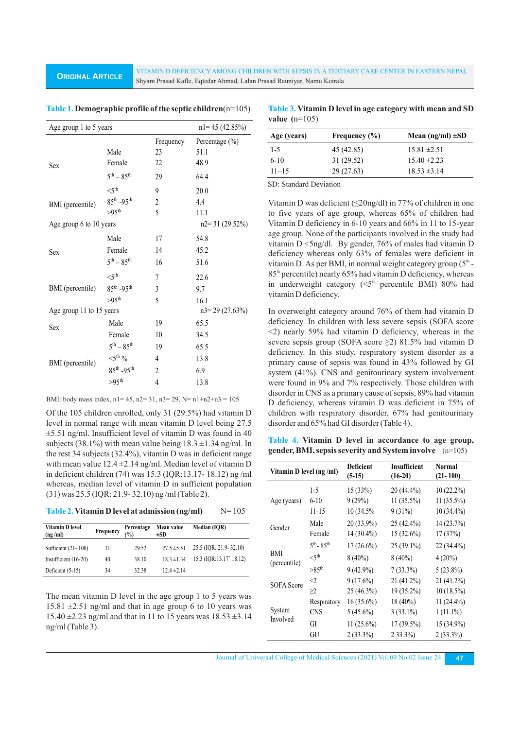**Table 1. Demographic profile of the septic children**(n=105)

| | | | |
|---|---|---|---|
| Age group 1 to 5 years | | | n1= 45 (42.85%) |
| | | Frequency | Percentage (%) |
| Sex | Male | 23 | 51.1 |
| | Female | 22 | 48.9 |
| BMI (percentile) | $5^{th}$ – $85^{th}$ | 29 | 64.4 |
| | <$5^{th}$ | 9 | 20.0 |
| | $85^{th}$ -$95^{th}$ | 2 | 4.4 |
| | >$95^{th}$ | 5 | 11.1 |
| Age group 6 to 10 years | | | n2= 31 (29.52%) |
| Sex | Male | 17 | 54.8 |
| | Female | 14 | 45.2 |
| BMI (percentile) | $5^{th}$ – $85^{th}$ | 16 | 51.6 |
| | <$5^{th}$ | 7 | 22.6 |
| | $85^{th}$ -$95^{th}$ | 3 | 9.7 |
| | >$95^{th}$ | 5 | 16.1 |
| Age group 11 to 15 years | | | n3= 29 (27.63%) |
| Sex | Male | 19 | 65.5 |
| | Female | 10 | 34.5 |
| BMI (percentile) | $5^{th}$ – $85^{th}$ | 19 | 65.5 |
| | <$5^{th}$ % | 4 | 13.8 |
| | $85^{th}$ -$95^{th}$ | 2 | 6.9 |
| | >$95^{th}$ | 4 | 13.8 |

BMI: body mass index, n1= 45, n2= 31, n3= 29, N= n1+n2+n3 = 105

Of the 105 children enrolled, only 31 (29.5%) had vitamin D level in normal range with mean vitamin D level being 27.5 ±5.51 ng/ml. Insufficient level of vitamin D was found in 40 subjects (38.1%) with mean value being 18.3 ±1.34 ng/ml. In the rest 34 subjects (32.4%), vitamin D was in deficient range with mean value 12.4 ±2.14 ng/ml. Median level of vitamin D in deficient children (74) was 15.3 (IQR:13.17- 18.12) ng /ml whereas, median level of vitamin D in sufficient population (31) was 25.5 (IQR: 21.9- 32.10) ng /ml (Table 2).

**Table 2. Vitamin D level at admission (ng/ml)** N= 105

| Vitamin D level (ng /ml) | Frequency | Percentage (%) | Mean value ±SD | Median (IQR) |
|---|---|---|---|---|
| Sufficient (21- 100) | 31 | 29.52 | 27.5 ±5.51 | 25.5 (IQR: 21.9- 32.10) |
| Insufficient (16-20) | 40 | 38.10 | 18.3 ±1.34 | 15.3 (IQR:13.17- 18.12) |
| Deficient (5-15) | 34 | 32.38 | 12.4 ±2.14 | |

The mean vitamin D level in the age group 1 to 5 years was 15.81 ±2.51 ng/ml and that in age group 6 to 10 years was 15.40 ±2.23 ng/ml and that in 11 to 15 years was 18.53 ±3.14 ng/ml (Table 3).

**Table 3. Vitamin D level in age category with mean and SD value** (n=105)

| Age (years) | Frequency (%) | Mean (ng/ml) ±SD |
|---|---|---|
| 1-5 | 45 (42.85) | 15.81 ±2.51 |
| 6-10 | 31 (29.52) | 15.40 ±2.23 |
| 11–15 | 29 (27.63) | 18.53 ±3.14 |

SD: Standard Deviation

Vitamin D was deficient (≤20ng/dl) in 77% of children in one to five years of age group, whereas 65% of children had Vitamin D deficiency in 6-10 years and 66% in 11 to 15-year age group. None of the participants involved in the study had vitamin D <5ng/dl. By gender, 76% of males had vitamin D deficiency whereas only 63% of females were deficient in vitamin D. As per BMI, in normal weight category group ($5^{th}$ - $85^{th}$ percentile) nearly 65% had vitamin D deficiency, whereas in underweight category (<$5^{th}$ percentile BMI) 80% had vitamin D deficiency.

In overweight category around 76% of them had vitamin D deficiency. In children with less severe sepsis (SOFA score <2) nearly 59% had vitamin D deficiency, whereas in the severe sepsis group (SOFA score ≥2) 81.5% had vitamin D deficiency. In this study, respiratory system disorder as a primary cause of sepsis was found in 43% followed by GI system (41%). CNS and genitourinary system involvement were found in 9% and 7% respectively. Those children with disorder in CNS as a primary cause of sepsis, 89% had vitamin D deficiency, whereas vitamin D was deficient in 75% of children with respiratory disorder, 67% had genitourinary disorder and 65% had GI disorder (Table 4).

**Table 4. Vitamin D level in accordance to age group, gender, BMI, sepsis severity and System involve** (n=105)

| Vitamin D level (ng /ml) | | Deficient (5-15) | Insufficient (16-20) | Normal (21- 100) |
|---|---|---|---|---|
| Age (years) | 1-5 | 15 (33%) | 20 (44.4%) | 10 (22.2%) |
| | 6-10 | 9 (29%) | 11 (35.5%) | 11 (35.5%) |
| | 11-15 | 10 (34.5% | 9 (31%) | 10 (34.4%) |
| Gender | Male | 20 (33.9%) | 25 (42.4%) | 14 (23.7%) |
| | Female | 14 (30.4%) | 15 (32.6%) | 17 (37%) |
| BMI (percentile) | $5^{th}$- $85^{th}$ | 17 (26.6%) | 25 (39.1%) | 22 (34.4%) |
| | <$5^{th}$ | 8 (40%) | 8 (40%) | 4 (20%) |
| | >$85^{th}$ | 9 (42.9%) | 7 (33.3%) | 5 (23.8%) |
| SOFA Score | <2 | 9 (17.6%) | 21 (41.2%) | 21 (41.2%) |
| | ≥2 | 25 (46.3%) | 19 (35.2%) | 10 (18.5%) |
| System Involved | Respiratory | 16 (35.6%) | 18 (40%) | 11 (24.4%) |
| | CNS | 5 (45.6%) | 3 (33.1%) | 1 (11.1%) |
| | GI | 11 (25.6%) | 17 (39.5%) | 15 (34.9%) |
| | GU | 2 (33.3%) | 2 33.3%) | 2 (33.3%) |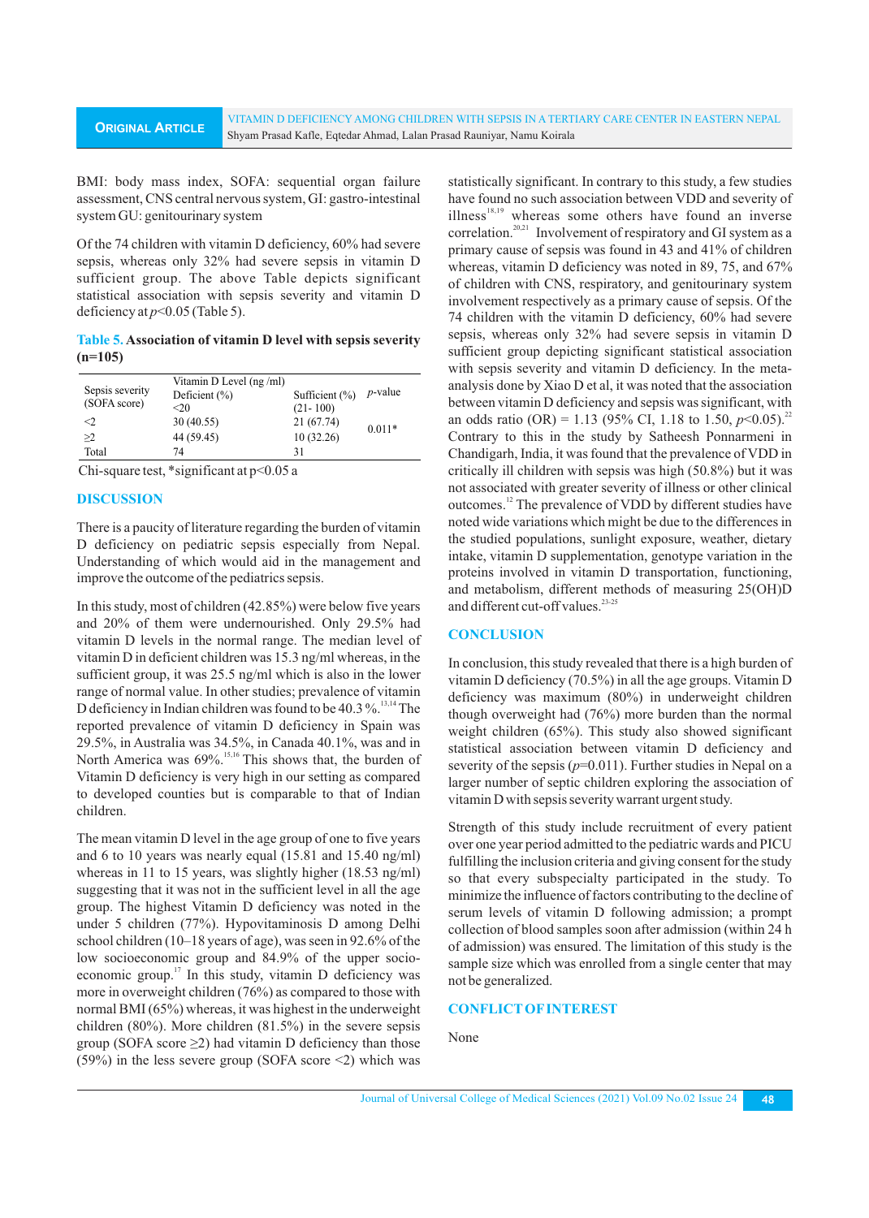BMI: body mass index, SOFA: sequential organ failure assessment, CNS central nervous system, GI: gastro-intestinal system GU: genitourinary system

Of the 74 children with vitamin D deficiency, 60% had severe sepsis, whereas only 32% had severe sepsis in vitamin D sufficient group. The above Table depicts significant statistical association with sepsis severity and vitamin D deficiency at $p<0.05$ (Table 5).

**Table 5. Association of vitamin D level with sepsis severity (n=105)**

| Sepsis severity (SOFA score) | Vitamin D Level (ng /ml) Deficient (%) <20 | Sufficient (%) (21- 100) | $p$-value |
|---|---|---|---|
| <2 | 30 (40.55) | 21 (67.74) | 0.011* |
| ≥2 | 44 (59.45) | 10 (32.26) | |
| Total | 74 | 31 | |

Chi-square test, *significant at p<0.05 a

## DISCUSSION

There is a paucity of literature regarding the burden of vitamin D deficiency on pediatric sepsis especially from Nepal. Understanding of which would aid in the management and improve the outcome of the pediatrics sepsis.

In this study, most of children (42.85%) were below five years and 20% of them were undernourished. Only 29.5% had vitamin D levels in the normal range. The median level of vitamin D in deficient children was 15.3 ng/ml whereas, in the sufficient group, it was 25.5 ng/ml which is also in the lower range of normal value. In other studies; prevalence of vitamin D deficiency in Indian children was found to be 40.3 %.[13,14] The reported prevalence of vitamin D deficiency in Spain was 29.5%, in Australia was 34.5%, in Canada 40.1%, was and in North America was 69%.[15,16] This shows that, the burden of Vitamin D deficiency is very high in our setting as compared to developed counties but is comparable to that of Indian children.

The mean vitamin D level in the age group of one to five years and 6 to 10 years was nearly equal (15.81 and 15.40 ng/ml) whereas in 11 to 15 years, was slightly higher (18.53 ng/ml) suggesting that it was not in the sufficient level in all the age group. The highest Vitamin D deficiency was noted in the under 5 children (77%). Hypovitaminosis D among Delhi school children (10–18 years of age), was seen in 92.6% of the low socioeconomic group and 84.9% of the upper socio-economic group.[17] In this study, vitamin D deficiency was more in overweight children (76%) as compared to those with normal BMI (65%) whereas, it was highest in the underweight children (80%). More children (81.5%) in the severe sepsis group (SOFA score ≥2) had vitamin D deficiency than those (59%) in the less severe group (SOFA score <2) which was statistically significant. In contrary to this study, a few studies have found no such association between VDD and severity of illness[18,19] whereas some others have found an inverse correlation.[20,21] Involvement of respiratory and GI system as a primary cause of sepsis was found in 43 and 41% of children whereas, vitamin D deficiency was noted in 89, 75, and 67% of children with CNS, respiratory, and genitourinary system involvement respectively as a primary cause of sepsis. Of the 74 children with the vitamin D deficiency, 60% had severe sepsis, whereas only 32% had severe sepsis in vitamin D sufficient group depicting significant statistical association with sepsis severity and vitamin D deficiency. In the meta-analysis done by Xiao D et al, it was noted that the association between vitamin D deficiency and sepsis was significant, with an odds ratio (OR) = 1.13 (95% CI, 1.18 to 1.50, $p<0.05$).[22] Contrary to this in the study by Satheesh Ponnarmeni in Chandigarh, India, it was found that the prevalence of VDD in critically ill children with sepsis was high (50.8%) but it was not associated with greater severity of illness or other clinical outcomes.[12] The prevalence of VDD by different studies have noted wide variations which might be due to the differences in the studied populations, sunlight exposure, weather, dietary intake, vitamin D supplementation, genotype variation in the proteins involved in vitamin D transportation, functioning, and metabolism, different methods of measuring 25(OH)D and different cut-off values.[23-25]

## CONCLUSION

In conclusion, this study revealed that there is a high burden of vitamin D deficiency (70.5%) in all the age groups. Vitamin D deficiency was maximum (80%) in underweight children though overweight had (76%) more burden than the normal weight children (65%). This study also showed significant statistical association between vitamin D deficiency and severity of the sepsis ($p$=0.011). Further studies in Nepal on a larger number of septic children exploring the association of vitamin D with sepsis severity warrant urgent study.

Strength of this study include recruitment of every patient over one year period admitted to the pediatric wards and PICU fulfilling the inclusion criteria and giving consent for the study so that every subspecialty participated in the study. To minimize the influence of factors contributing to the decline of serum levels of vitamin D following admission; a prompt collection of blood samples soon after admission (within 24 h of admission) was ensured. The limitation of this study is the sample size which was enrolled from a single center that may not be generalized.

## CONFLICT OF INTEREST

None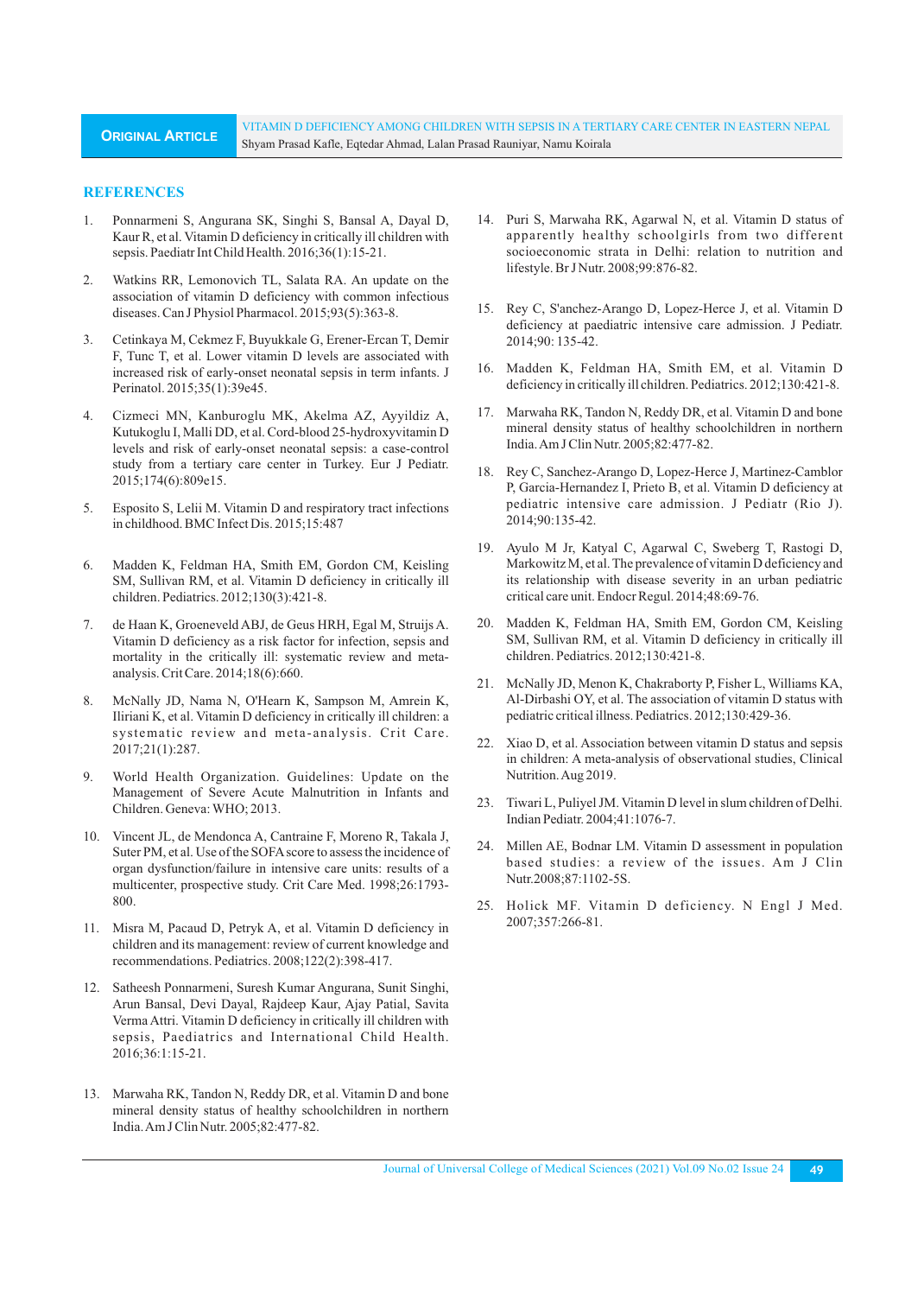## REFERENCES

1. Ponnarmeni S, Angurana SK, Singhi S, Bansal A, Dayal D, Kaur R, et al. Vitamin D deficiency in critically ill children with sepsis. Paediatr Int Child Health. 2016;36(1):15-21.

2. Watkins RR, Lemonovich TL, Salata RA. An update on the association of vitamin D deficiency with common infectious diseases. Can J Physiol Pharmacol. 2015;93(5):363-8.

3. Cetinkaya M, Cekmez F, Buyukkale G, Erener-Ercan T, Demir F, Tunc T, et al. Lower vitamin D levels are associated with increased risk of early-onset neonatal sepsis in term infants. J Perinatol. 2015;35(1):39e45.

4. Cizmeci MN, Kanburoglu MK, Akelma AZ, Ayyildiz A, Kutukoglu I, Malli DD, et al. Cord-blood 25-hydroxyvitamin D levels and risk of early-onset neonatal sepsis: a case-control study from a tertiary care center in Turkey. Eur J Pediatr. 2015;174(6):809e15.

5. Esposito S, Lelii M. Vitamin D and respiratory tract infections in childhood. BMC Infect Dis. 2015;15:487

6. Madden K, Feldman HA, Smith EM, Gordon CM, Keisling SM, Sullivan RM, et al. Vitamin D deficiency in critically ill children. Pediatrics. 2012;130(3):421-8.

7. de Haan K, Groeneveld ABJ, de Geus HRH, Egal M, Struijs A. Vitamin D deficiency as a risk factor for infection, sepsis and mortality in the critically ill: systematic review and meta-analysis. Crit Care. 2014;18(6):660.

8. McNally JD, Nama N, O'Hearn K, Sampson M, Amrein K, Iliriani K, et al. Vitamin D deficiency in critically ill children: a systematic review and meta-analysis. Crit Care. 2017;21(1):287.

9. World Health Organization. Guidelines: Update on the Management of Severe Acute Malnutrition in Infants and Children. Geneva: WHO; 2013.

10. Vincent JL, de Mendonca A, Cantraine F, Moreno R, Takala J, Suter PM, et al. Use of the SOFA score to assess the incidence of organ dysfunction/failure in intensive care units: results of a multicenter, prospective study. Crit Care Med. 1998;26:1793-800.

11. Misra M, Pacaud D, Petryk A, et al. Vitamin D deficiency in children and its management: review of current knowledge and recommendations. Pediatrics. 2008;122(2):398-417.

12. Satheesh Ponnarmeni, Suresh Kumar Angurana, Sunit Singhi, Arun Bansal, Devi Dayal, Rajdeep Kaur, Ajay Patial, Savita Verma Attri. Vitamin D deficiency in critically ill children with sepsis, Paediatrics and International Child Health. 2016;36:1:15-21.

13. Marwaha RK, Tandon N, Reddy DR, et al. Vitamin D and bone mineral density status of healthy schoolchildren in northern India. Am J Clin Nutr. 2005;82:477-82.

14. Puri S, Marwaha RK, Agarwal N, et al. Vitamin D status of apparently healthy schoolgirls from two different socioeconomic strata in Delhi: relation to nutrition and lifestyle. Br J Nutr. 2008;99:876-82.

15. Rey C, S'anchez-Arango D, Lopez-Herce J, et al. Vitamin D deficiency at paediatric intensive care admission. J Pediatr. 2014;90: 135-42.

16. Madden K, Feldman HA, Smith EM, et al. Vitamin D deficiency in critically ill children. Pediatrics. 2012;130:421-8.

17. Marwaha RK, Tandon N, Reddy DR, et al. Vitamin D and bone mineral density status of healthy schoolchildren in northern India. Am J Clin Nutr. 2005;82:477-82.

18. Rey C, Sanchez-Arango D, Lopez-Herce J, Martinez-Camblor P, Garcia-Hernandez I, Prieto B, et al. Vitamin D deficiency at pediatric intensive care admission. J Pediatr (Rio J). 2014;90:135-42.

19. Ayulo M Jr, Katyal C, Agarwal C, Sweberg T, Rastogi D, Markowitz M, et al. The prevalence of vitamin D deficiency and its relationship with disease severity in an urban pediatric critical care unit. Endocr Regul. 2014;48:69-76.

20. Madden K, Feldman HA, Smith EM, Gordon CM, Keisling SM, Sullivan RM, et al. Vitamin D deficiency in critically ill children. Pediatrics. 2012;130:421-8.

21. McNally JD, Menon K, Chakraborty P, Fisher L, Williams KA, Al-Dirbashi OY, et al. The association of vitamin D status with pediatric critical illness. Pediatrics. 2012;130:429-36.

22. Xiao D, et al. Association between vitamin D status and sepsis in children: A meta-analysis of observational studies, Clinical Nutrition. Aug 2019.

23. Tiwari L, Puliyel JM. Vitamin D level in slum children of Delhi. Indian Pediatr. 2004;41:1076-7.

24. Millen AE, Bodnar LM. Vitamin D assessment in population based studies: a review of the issues. Am J Clin Nutr.2008;87:1102-5S.

25. Holick MF. Vitamin D deficiency. N Engl J Med. 2007;357:266-81.